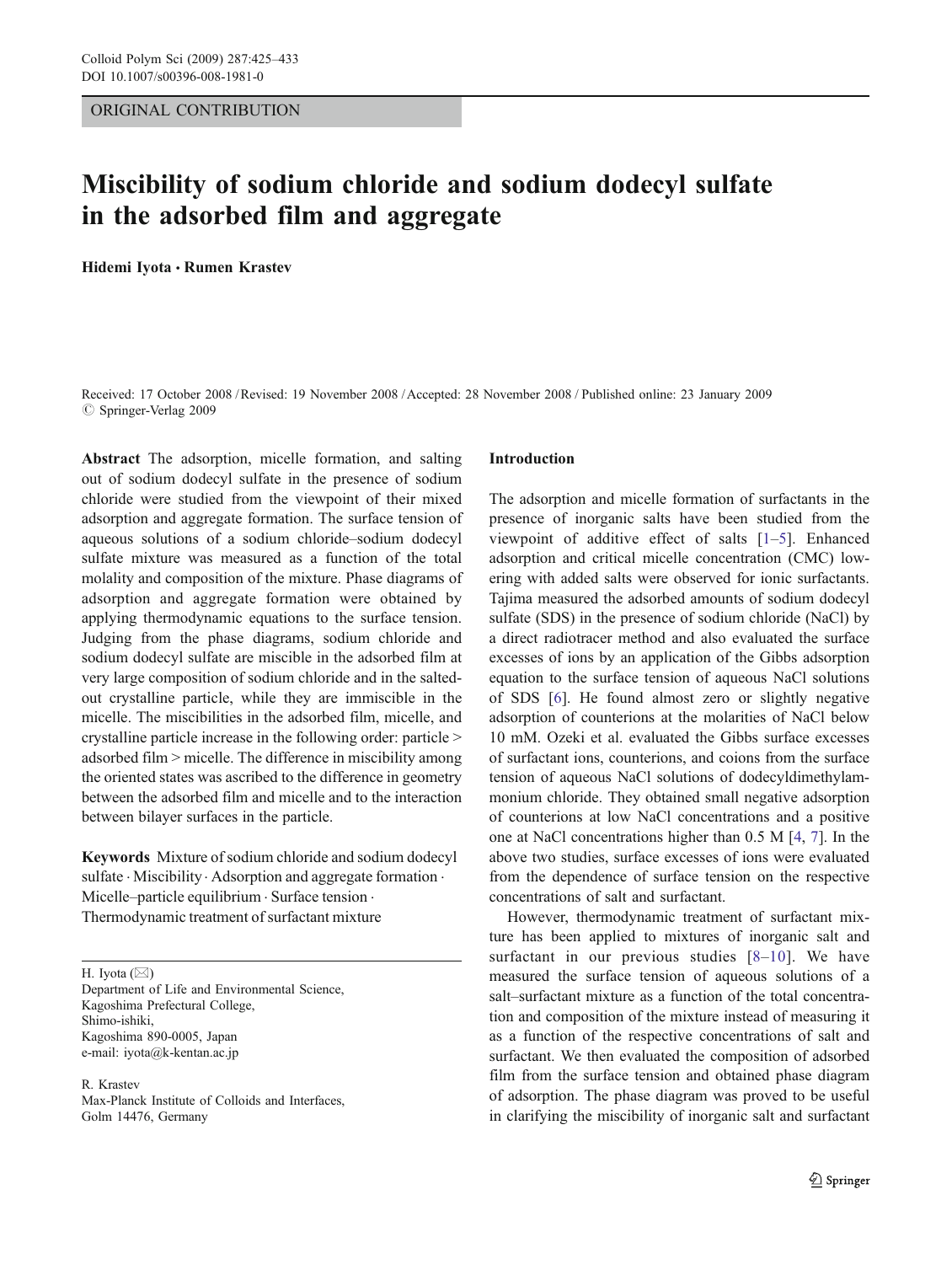ORIGINAL CONTRIBUTION

# Miscibility of sodium chloride and sodium dodecyl sulfate in the adsorbed film and aggregate

**Hidemi Iyota · Rumen Krastev**

Received: 17 October 2008 / Revised: 19 November 2008 / Accepted: 28 November 2008 / Published online: 23 January 2009
© Springer-Verlag 2009

**Abstract** The adsorption, micelle formation, and salting out of sodium dodecyl sulfate in the presence of sodium chloride were studied from the viewpoint of their mixed adsorption and aggregate formation. The surface tension of aqueous solutions of a sodium chloride–sodium dodecyl sulfate mixture was measured as a function of the total molality and composition of the mixture. Phase diagrams of adsorption and aggregate formation were obtained by applying thermodynamic equations to the surface tension. Judging from the phase diagrams, sodium chloride and sodium dodecyl sulfate are miscible in the adsorbed film at very large composition of sodium chloride and in the salted-out crystalline particle, while they are immiscible in the micelle. The miscibilities in the adsorbed film, micelle, and crystalline particle increase in the following order: particle > adsorbed film > micelle. The difference in miscibility among the oriented states was ascribed to the difference in geometry between the adsorbed film and micelle and to the interaction between bilayer surfaces in the particle.

**Keywords** Mixture of sodium chloride and sodium dodecyl sulfate · Miscibility · Adsorption and aggregate formation · Micelle–particle equilibrium · Surface tension · Thermodynamic treatment of surfactant mixture

H. Iyota (✉)
Department of Life and Environmental Science,
Kagoshima Prefectural College,
Shimo-ishiki,
Kagoshima 890-0005, Japan
e-mail: iyota@k-kentan.ac.jp

R. Krastev
Max-Planck Institute of Colloids and Interfaces,
Golm 14476, Germany

## Introduction

The adsorption and micelle formation of surfactants in the presence of inorganic salts have been studied from the viewpoint of additive effect of salts [1–5]. Enhanced adsorption and critical micelle concentration (CMC) lowering with added salts were observed for ionic surfactants. Tajima measured the adsorbed amounts of sodium dodecyl sulfate (SDS) in the presence of sodium chloride (NaCl) by a direct radiotracer method and also evaluated the surface excesses of ions by an application of the Gibbs adsorption equation to the surface tension of aqueous NaCl solutions of SDS [6]. He found almost zero or slightly negative adsorption of counterions at the molarities of NaCl below 10 mM. Ozeki et al. evaluated the Gibbs surface excesses of surfactant ions, counterions, and coions from the surface tension of aqueous NaCl solutions of dodecyldimethylammonium chloride. They obtained small negative adsorption of counterions at low NaCl concentrations and a positive one at NaCl concentrations higher than 0.5 M [4, 7]. In the above two studies, surface excesses of ions were evaluated from the dependence of surface tension on the respective concentrations of salt and surfactant.

However, thermodynamic treatment of surfactant mixture has been applied to mixtures of inorganic salt and surfactant in our previous studies [8–10]. We have measured the surface tension of aqueous solutions of a salt–surfactant mixture as a function of the total concentration and composition of the mixture instead of measuring it as a function of the respective concentrations of salt and surfactant. We then evaluated the composition of adsorbed film from the surface tension and obtained phase diagram of adsorption. The phase diagram was proved to be useful in clarifying the miscibility of inorganic salt and surfactant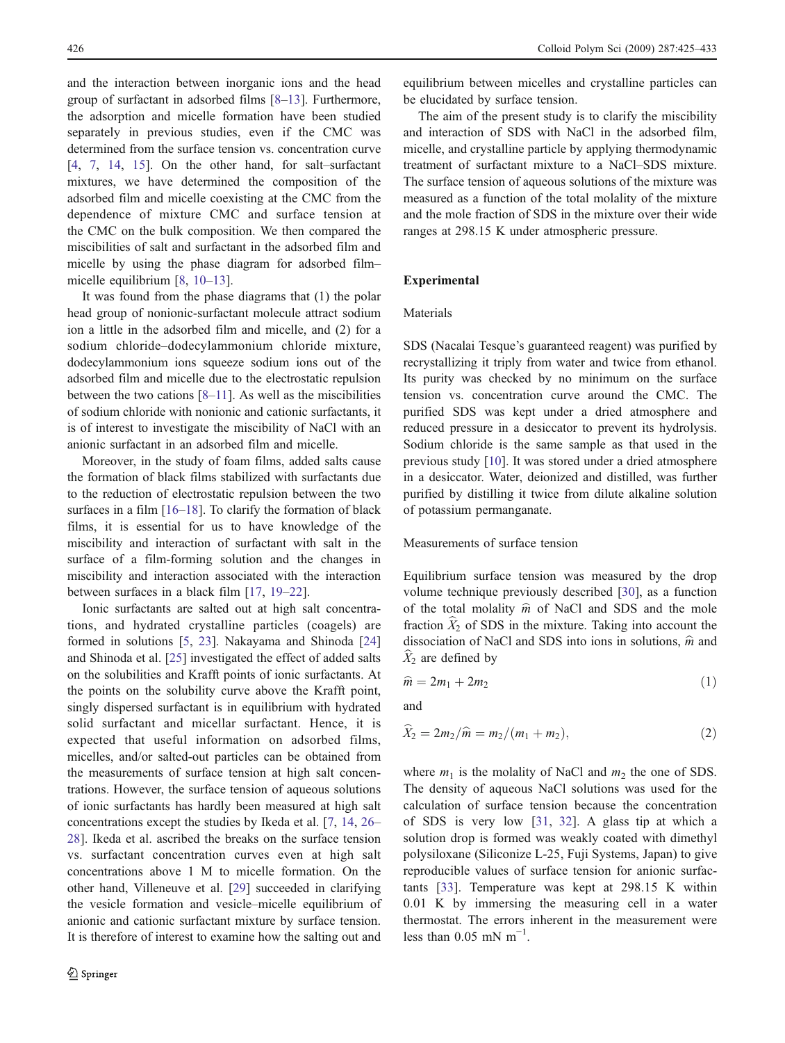and the interaction between inorganic ions and the head group of surfactant in adsorbed films [8–13]. Furthermore, the adsorption and micelle formation have been studied separately in previous studies, even if the CMC was determined from the surface tension vs. concentration curve [4, 7, 14, 15]. On the other hand, for salt–surfactant mixtures, we have determined the composition of the adsorbed film and micelle coexisting at the CMC from the dependence of mixture CMC and surface tension at the CMC on the bulk composition. We then compared the miscibilities of salt and surfactant in the adsorbed film and micelle by using the phase diagram for adsorbed film–micelle equilibrium [8, 10–13].

It was found from the phase diagrams that (1) the polar head group of nonionic-surfactant molecule attract sodium ion a little in the adsorbed film and micelle, and (2) for a sodium chloride–dodecylammonium chloride mixture, dodecylammonium ions squeeze sodium ions out of the adsorbed film and micelle due to the electrostatic repulsion between the two cations [8–11]. As well as the miscibilities of sodium chloride with nonionic and cationic surfactants, it is of interest to investigate the miscibility of NaCl with an anionic surfactant in an adsorbed film and micelle.

Moreover, in the study of foam films, added salts cause the formation of black films stabilized with surfactants due to the reduction of electrostatic repulsion between the two surfaces in a film [16–18]. To clarify the formation of black films, it is essential for us to have knowledge of the miscibility and interaction of surfactant with salt in the surface of a film-forming solution and the changes in miscibility and interaction associated with the interaction between surfaces in a black film [17, 19–22].

Ionic surfactants are salted out at high salt concentrations, and hydrated crystalline particles (coagels) are formed in solutions [5, 23]. Nakayama and Shinoda [24] and Shinoda et al. [25] investigated the effect of added salts on the solubilities and Krafft points of ionic surfactants. At the points on the solubility curve above the Krafft point, singly dispersed surfactant is in equilibrium with hydrated solid surfactant and micellar surfactant. Hence, it is expected that useful information on adsorbed films, micelles, and/or salted-out particles can be obtained from the measurements of surface tension at high salt concentrations. However, the surface tension of aqueous solutions of ionic surfactants has hardly been measured at high salt concentrations except the studies by Ikeda et al. [7, 14, 26–28]. Ikeda et al. ascribed the breaks on the surface tension vs. surfactant concentration curves even at high salt concentrations above 1 M to micelle formation. On the other hand, Villeneuve et al. [29] succeeded in clarifying the vesicle formation and vesicle–micelle equilibrium of anionic and cationic surfactant mixture by surface tension. It is therefore of interest to examine how the salting out and equilibrium between micelles and crystalline particles can be elucidated by surface tension.

The aim of the present study is to clarify the miscibility and interaction of SDS with NaCl in the adsorbed film, micelle, and crystalline particle by applying thermodynamic treatment of surfactant mixture to a NaCl–SDS mixture. The surface tension of aqueous solutions of the mixture was measured as a function of the total molality of the mixture and the mole fraction of SDS in the mixture over their wide ranges at 298.15 K under atmospheric pressure.

## Experimental

### Materials

SDS (Nacalai Tesque's guaranteed reagent) was purified by recrystallizing it triply from water and twice from ethanol. Its purity was checked by no minimum on the surface tension vs. concentration curve around the CMC. The purified SDS was kept under a dried atmosphere and reduced pressure in a desiccator to prevent its hydrolysis. Sodium chloride is the same sample as that used in the previous study [10]. It was stored under a dried atmosphere in a desiccator. Water, deionized and distilled, was further purified by distilling it twice from dilute alkaline solution of potassium permanganate.

### Measurements of surface tension

Equilibrium surface tension was measured by the drop volume technique previously described [30], as a function of the total molality $\widehat{m}$ of NaCl and SDS and the mole fraction $\widehat{X}_2$ of SDS in the mixture. Taking into account the dissociation of NaCl and SDS into ions in solutions, $\widehat{m}$ and $\widehat{X}_2$ are defined by

$$\widehat{m} = 2m_1 + 2m_2 \tag{1}$$

and

$$\widehat{X}_2 = 2m_2/\widehat{m} = m_2/(m_1 + m_2), \tag{2}$$

where $m_1$ is the molality of NaCl and $m_2$ the one of SDS. The density of aqueous NaCl solutions was used for the calculation of surface tension because the concentration of SDS is very low [31, 32]. A glass tip at which a solution drop is formed was weakly coated with dimethyl polysiloxane (Siliconize L-25, Fuji Systems, Japan) to give reproducible values of surface tension for anionic surfactants [33]. Temperature was kept at 298.15 K within 0.01 K by immersing the measuring cell in a water thermostat. The errors inherent in the measurement were less than 0.05 mN m$^{-1}$.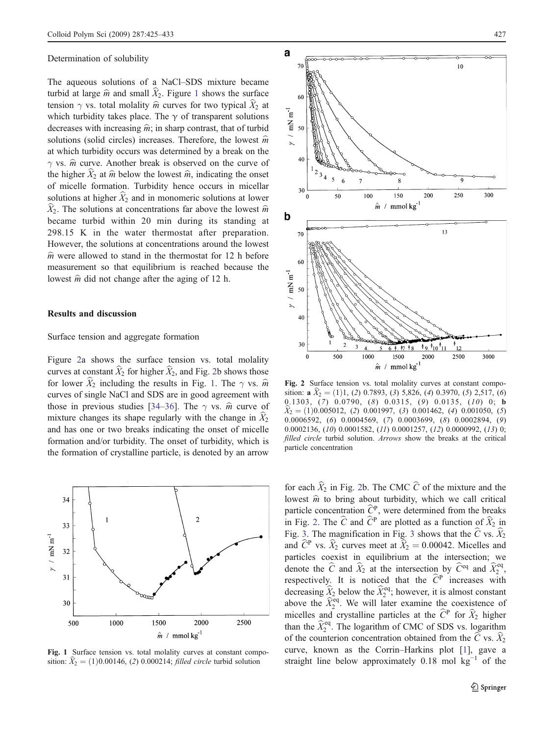Determination of solubility

The aqueous solutions of a NaCl–SDS mixture became turbid at large $\widehat{m}$ and small $\widehat{X}_2$. Figure 1 shows the surface tension $\gamma$ vs. total molality $\widehat{m}$ curves for two typical $\widehat{X}_2$ at which turbidity takes place. The $\gamma$ of transparent solutions decreases with increasing $\widehat{m}$; in sharp contrast, that of turbid solutions (solid circles) increases. Therefore, the lowest $\widehat{m}$ at which turbidity occurs was determined by a break on the $\gamma$ vs. $\widehat{m}$ curve. Another break is observed on the curve of the higher $\widehat{X}_2$ at $\widehat{m}$ below the lowest $\widehat{m}$, indicating the onset of micelle formation. Turbidity hence occurs in micellar solutions at higher $\widehat{X}_2$ and in monomeric solutions at lower $\widehat{X}_2$. The solutions at concentrations far above the lowest $\widehat{m}$ became turbid within 20 min during its standing at 298.15 K in the water thermostat after preparation. However, the solutions at concentrations around the lowest $\widehat{m}$ were allowed to stand in the thermostat for 12 h before measurement so that equilibrium is reached because the lowest $\widehat{m}$ did not change after the aging of 12 h.

## Results and discussion

Surface tension and aggregate formation

Figure 2a shows the surface tension vs. total molality curves at constant $\widehat{X}_2$ for higher $\widehat{X}_2$, and Fig. 2b shows those for lower $\widehat{X}_2$ including the results in Fig. 1. The $\gamma$ vs. $\widehat{m}$ curves of single NaCl and SDS are in good agreement with those in previous studies [34–36]. The $\gamma$ vs. $\widehat{m}$ curve of mixture changes its shape regularly with the change in $\widehat{X}_2$ and has one or two breaks indicating the onset of micelle formation and/or turbidity. The onset of turbidity, which is the formation of crystalline particle, is denoted by an arrow for each $\widehat{X}_2$ in Fig. 2b. The CMC $\widehat{C}$ of the mixture and the lowest $\widehat{m}$ to bring about turbidity, which we call critical particle concentration $\widehat{C}^{\mathrm{P}}$, were determined from the breaks in Fig. 2. The $\widehat{C}$ and $\widehat{C}^{\mathrm{P}}$ are plotted as a function of $\widehat{X}_2$ in Fig. 3. The magnification in Fig. 3 shows that the $\widehat{C}$ vs. $\widehat{X}_2$ and $\widehat{C}^{\mathrm{P}}$ vs. $\widehat{X}_2$ curves meet at $\widehat{X}_2 = 0.00042$. Micelles and particles coexist in equilibrium at the intersection; we denote the $\widehat{C}$ and $\widehat{X}_2$ at the intersection by $\widehat{C}^{\mathrm{eq}}$ and $\widehat{X}_2^{\mathrm{eq}}$, respectively. It is noticed that the $\widehat{C}^{\mathrm{P}}$ increases with decreasing $\widehat{X}_2$ below the $\widehat{X}_2^{\mathrm{eq}}$; however, it is almost constant above the $\widehat{X}_2^{\mathrm{eq}}$. We will later examine the coexistence of micelles and crystalline particles at the $\widehat{C}^{\mathrm{P}}$ for $\widehat{X}_2$ higher than the $\widehat{X}_2^{\mathrm{eq}}$. The logarithm of CMC of SDS vs. logarithm of the counterion concentration obtained from the $\widehat{C}$ vs. $\widehat{X}_2$ curve, known as the Corrin–Harkins plot [1], gave a straight line below approximately 0.18 mol kg$^{-1}$ of the

Fig. 1 Surface tension vs. total molality curves at constant composition: $\widehat{X}_2 =$ (1)0.00146, (2) 0.000214; *filled circle* turbid solution

Fig. 2 Surface tension vs. total molality curves at constant composition: **a** $\widehat{X}_2 =$ (1)1, (2) 0.7893, (3) 5,826, (4) 0.3970, (5) 2,517, (6) 0.1303, (7) 0.0790, (8) 0.0315, (9) 0.0135, (10) 0; **b** $\widehat{X}_2 =$ (1)0.005012, (2) 0.001997, (3) 0.001462, (4) 0.001050, (5) 0.0006592, (6) 0.0004569, (7) 0.0003699, (8) 0.0002894, (9) 0.0002136, (10) 0.0001582, (11) 0.0001257, (12) 0.0000992, (13) 0; *filled circle* turbid solution. *Arrows* show the breaks at the critical particle concentration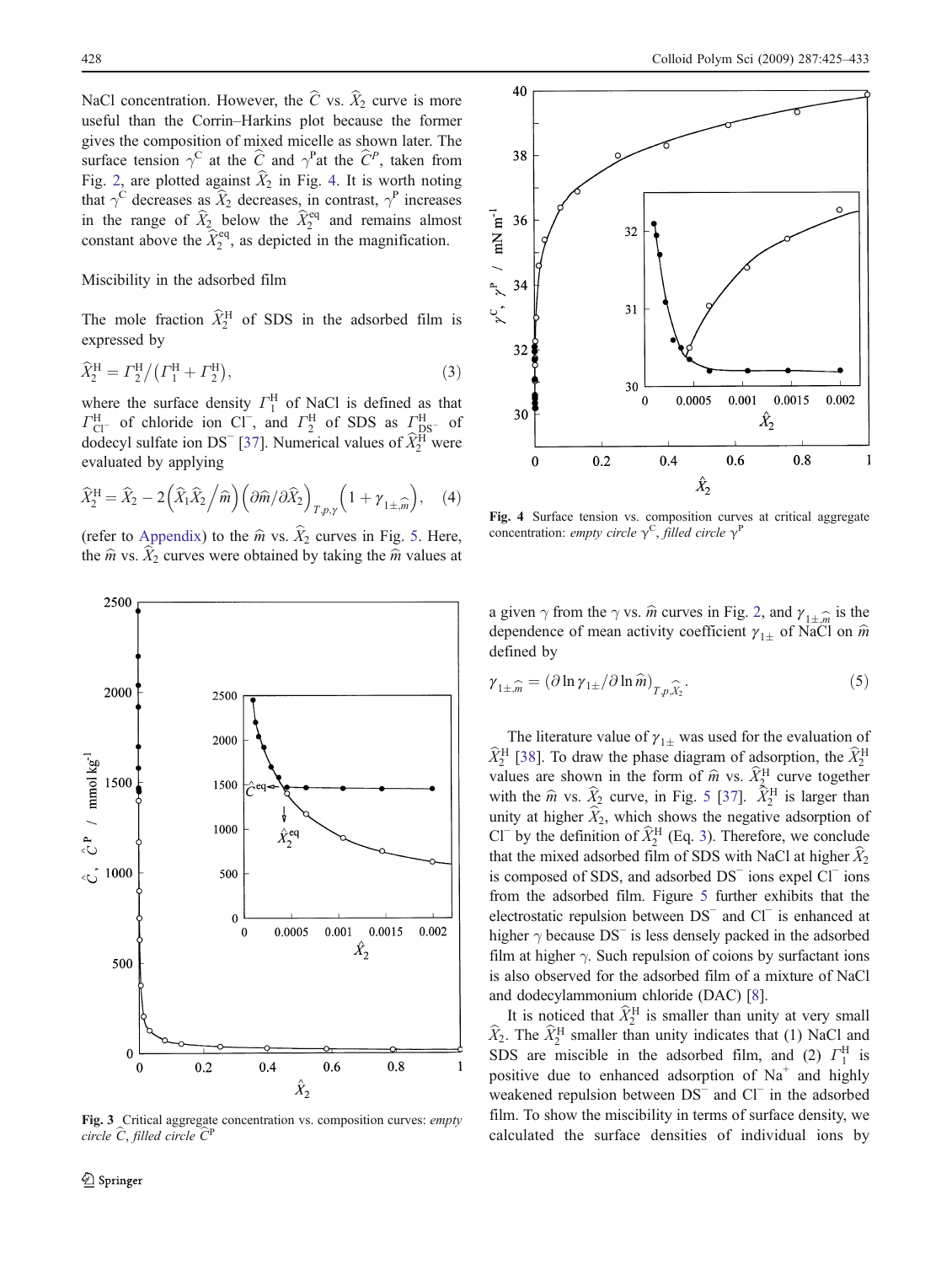NaCl concentration. However, the $\widehat{C}$ vs. $\widehat{X}_2$ curve is more useful than the Corrin–Harkins plot because the former gives the composition of mixed micelle as shown later. The surface tension $\gamma^{\mathrm{C}}$ at the $\widehat{C}$ and $\gamma^{\mathrm{P}}$at the $\widehat{C}^P$, taken from Fig. 2, are plotted against $\widehat{X}_2$ in Fig. 4. It is worth noting that $\gamma^{\mathrm{C}}$ decreases as $\widehat{X}_2$ decreases, in contrast, $\gamma^{\mathrm{P}}$ increases in the range of $\widehat{X}_2$ below the $\widehat{X}_2^{\mathrm{eq}}$ and remains almost constant above the $\widehat{X}_2^{\mathrm{eq}}$, as depicted in the magnification.

## Miscibility in the adsorbed film

The mole fraction $\widehat{X}_2^{\mathrm{H}}$ of SDS in the adsorbed film is expressed by

$$\widehat{X}_2^{\mathrm{H}} = \Gamma_2^{\mathrm{H}} / \left(\Gamma_1^{\mathrm{H}} + \Gamma_2^{\mathrm{H}}\right), \quad (3)$$

where the surface density $\Gamma_1^{\mathrm{H}}$ of NaCl is defined as that $\Gamma_{\mathrm{Cl}^-}^{\mathrm{H}}$ of chloride ion $\mathrm{Cl}^-$, and $\Gamma_2^{\mathrm{H}}$ of SDS as $\Gamma_{\mathrm{DS}^-}^{\mathrm{H}}$ of dodecyl sulfate ion $\mathrm{DS}^-$ [37]. Numerical values of $\widehat{X}_2^{\mathrm{H}}$ were evaluated by applying

$$\widehat{X}_2^{\mathrm{H}} = \widehat{X}_2 - 2\left(\widehat{X}_1 \widehat{X}_2 \big/ \widehat{m}\right)\left(\partial \widehat{m} / \partial \widehat{X}_2\right)_{T,p,\gamma}\left(1 + \gamma_{1\pm,\widehat{m}}\right), \quad (4)$$

(refer to Appendix) to the $\widehat{m}$ vs. $\widehat{X}_2$ curves in Fig. 5. Here, the $\widehat{m}$ vs. $\widehat{X}_2$ curves were obtained by taking the $\widehat{m}$ values at a given $\gamma$ from the $\gamma$ vs. $\widehat{m}$ curves in Fig. 2, and $\gamma_{1\pm,\widehat{m}}$ is the dependence of mean activity coefficient $\gamma_{1\pm}$ of NaCl on $\widehat{m}$ defined by

$$\gamma_{1\pm,\widehat{m}} = \left(\partial \ln \gamma_{1\pm} / \partial \ln \widehat{m}\right)_{T,p,\widehat{X}_2}. \quad (5)$$

Fig. 3 Critical aggregate concentration vs. composition curves: *empty circle* $\widehat{C}$, *filled circle* $\widehat{C}^{\mathrm{P}}$

Fig. 4 Surface tension vs. composition curves at critical aggregate concentration: *empty circle* $\gamma^{\mathrm{C}}$, *filled circle* $\gamma^{\mathrm{P}}$

The literature value of $\gamma_{1\pm}$ was used for the evaluation of $\widehat{X}_2^{\mathrm{H}}$ [38]. To draw the phase diagram of adsorption, the $\widehat{X}_2^{\mathrm{H}}$ values are shown in the form of $\widehat{m}$ vs. $\widehat{X}_2^{\mathrm{H}}$ curve together with the $\widehat{m}$ vs. $\widehat{X}_2$ curve, in Fig. 5 [37]. $\widehat{X}_2^{\mathrm{H}}$ is larger than unity at higher $\widehat{X}_2$, which shows the negative adsorption of $\mathrm{Cl}^-$ by the definition of $\widehat{X}_2^{\mathrm{H}}$ (Eq. 3). Therefore, we conclude that the mixed adsorbed film of SDS with NaCl at higher $\widehat{X}_2$ is composed of SDS, and adsorbed $\mathrm{DS}^-$ ions expel $\mathrm{Cl}^-$ ions from the adsorbed film. Figure 5 further exhibits that the electrostatic repulsion between $\mathrm{DS}^-$ and $\mathrm{Cl}^-$ is enhanced at higher $\gamma$ because $\mathrm{DS}^-$ is less densely packed in the adsorbed film at higher $\gamma$. Such repulsion of coions by surfactant ions is also observed for the adsorbed film of a mixture of NaCl and dodecylammonium chloride (DAC) [8].

It is noticed that $\widehat{X}_2^{\mathrm{H}}$ is smaller than unity at very small $\widehat{X}_2$. The $\widehat{X}_2^{\mathrm{H}}$ smaller than unity indicates that (1) NaCl and SDS are miscible in the adsorbed film, and (2) $\Gamma_1^{\mathrm{H}}$ is positive due to enhanced adsorption of $\mathrm{Na}^+$ and highly weakened repulsion between $\mathrm{DS}^-$ and $\mathrm{Cl}^-$ in the adsorbed film. To show the miscibility in terms of surface density, we calculated the surface densities of individual ions by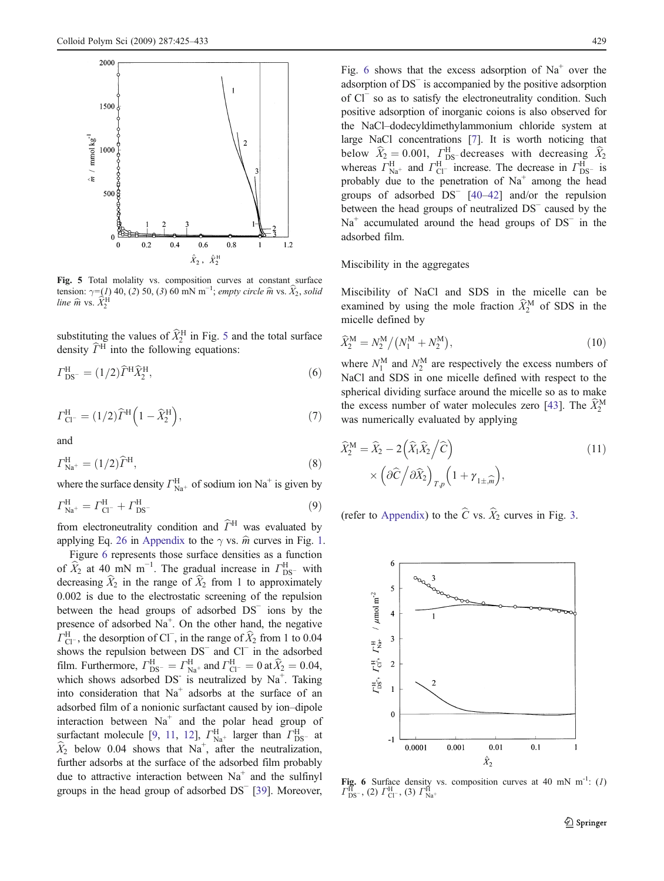Fig. 5 Total molality vs. composition curves at constant surface tension: $\gamma$=(*1*) 40, (*2*) 50, (*3*) 60 mN m$^{-1}$; *empty circle* $\hat{m}$ vs. $\hat{X}_2$, *solid line* $\hat{m}$ vs. $\hat{X}_2^{\mathrm{H}}$

substituting the values of $\hat{X}_2^{\mathrm{H}}$ in Fig. 5 and the total surface density $\hat{\Gamma}^{\mathrm{H}}$ into the following equations:

$$\Gamma_{\mathrm{DS}^-}^{\mathrm{H}} = (1/2)\hat{\Gamma}^{\mathrm{H}}\hat{X}_2^{\mathrm{H}}, \tag{6}$$

$$\Gamma_{\mathrm{Cl}^-}^{\mathrm{H}} = (1/2)\hat{\Gamma}^{\mathrm{H}}\left(1 - \hat{X}_2^{\mathrm{H}}\right), \tag{7}$$

and

$$\Gamma_{\mathrm{Na}^+}^{\mathrm{H}} = (1/2)\hat{\Gamma}^{\mathrm{H}}, \tag{8}$$

where the surface density $\Gamma_{\mathrm{Na}^+}^{\mathrm{H}}$ of sodium ion $Na^+$ is given by

$$\Gamma_{\mathrm{Na}^+}^{\mathrm{H}} = \Gamma_{\mathrm{Cl}^-}^{\mathrm{H}} + \Gamma_{\mathrm{DS}^-}^{\mathrm{H}} \tag{9}$$

from electroneutrality condition and $\hat{\Gamma}^{\mathrm{H}}$ was evaluated by applying Eq. 26 in Appendix to the $\gamma$ vs. $\hat{m}$ curves in Fig. 1.

Figure 6 represents those surface densities as a function of $\hat{X}_2$ at 40 mN m$^{-1}$. The gradual increase in $\Gamma_{\mathrm{DS}^-}^{\mathrm{H}}$ with decreasing $\hat{X}_2$ in the range of $\hat{X}_2$ from 1 to approximately 0.002 is due to the electrostatic screening of the repulsion between the head groups of adsorbed $DS^-$ ions by the presence of adsorbed $Na^+$. On the other hand, the negative $\Gamma_{\mathrm{Cl}^-}^{\mathrm{H}}$, the desorption of $Cl^-$, in the range of $\hat{X}_2$ from 1 to 0.04 shows the repulsion between $DS^-$ and $Cl^-$ in the adsorbed film. Furthermore, $\Gamma_{\mathrm{DS}^-}^{\mathrm{H}} = \Gamma_{\mathrm{Na}^+}^{\mathrm{H}}$ and $\Gamma_{\mathrm{Cl}^-}^{\mathrm{H}} = 0$ at $\hat{X}_2 = 0.04$, which shows adsorbed $DS^-$ is neutralized by $Na^+$. Taking into consideration that $Na^+$ adsorbs at the surface of an adsorbed film of a nonionic surfactant caused by ion–dipole interaction between $Na^+$ and the polar head group of surfactant molecule [9, 11, 12], $\Gamma_{\mathrm{Na}^+}^{\mathrm{H}}$ larger than $\Gamma_{\mathrm{DS}^-}^{\mathrm{H}}$ at $\hat{X}_2$ below 0.04 shows that $Na^+$, after the neutralization, further adsorbs at the surface of the adsorbed film probably due to attractive interaction between $Na^+$ and the sulfinyl groups in the head group of adsorbed $DS^-$ [39]. Moreover, Fig. 6 shows that the excess adsorption of $Na^+$ over the adsorption of $DS^-$ is accompanied by the positive adsorption of $Cl^-$ so as to satisfy the electroneutrality condition. Such positive adsorption of inorganic coions is also observed for the NaCl–dodecyldimethylammonium chloride system at large NaCl concentrations [7]. It is worth noticing that below $\hat{X}_2 = 0.001$, $\Gamma_{\mathrm{DS}^-}^{\mathrm{H}}$ decreases with decreasing $\hat{X}_2$ whereas $\Gamma_{\mathrm{Na}^+}^{\mathrm{H}}$ and $\Gamma_{\mathrm{Cl}^-}^{\mathrm{H}}$ increase. The decrease in $\Gamma_{\mathrm{DS}^-}^{\mathrm{H}}$ is probably due to the penetration of $Na^+$ among the head groups of adsorbed $DS^-$ [40–42] and/or the repulsion between the head groups of neutralized $DS^-$ caused by the $Na^+$ accumulated around the head groups of $DS^-$ in the adsorbed film.

## Miscibility in the aggregates

Miscibility of NaCl and SDS in the micelle can be examined by using the mole fraction $\hat{X}_2^{\mathrm{M}}$ of SDS in the micelle defined by

$$\hat{X}_2^{\mathrm{M}} = N_2^{\mathrm{M}}/\left(N_1^{\mathrm{M}} + N_2^{\mathrm{M}}\right), \tag{10}$$

where $N_1^{\mathrm{M}}$ and $N_2^{\mathrm{M}}$ are respectively the excess numbers of NaCl and SDS in one micelle defined with respect to the spherical dividing surface around the micelle so as to make the excess number of water molecules zero [43]. The $\hat{X}_2^{\mathrm{M}}$ was numerically evaluated by applying

$$\hat{X}_2^{\mathrm{M}} = \hat{X}_2 - 2\left(\hat{X}_1\hat{X}_2/\hat{C}\right) \times \left(\partial\hat{C}/\partial\hat{X}_2\right)_{T,p}\left(1 + \gamma_{1\pm,\hat{m}}\right), \tag{11}$$

(refer to Appendix) to the $\hat{C}$ vs. $\hat{X}_2$ curves in Fig. 3.

Fig. 6 Surface density vs. composition curves at 40 mN m$^{-1}$: (*1*) $\Gamma_{\mathrm{DS}^-}^{\mathrm{H}}$, (2) $\Gamma_{\mathrm{Cl}^-}^{\mathrm{H}}$, (3) $\Gamma_{\mathrm{Na}^+}^{\mathrm{H}}$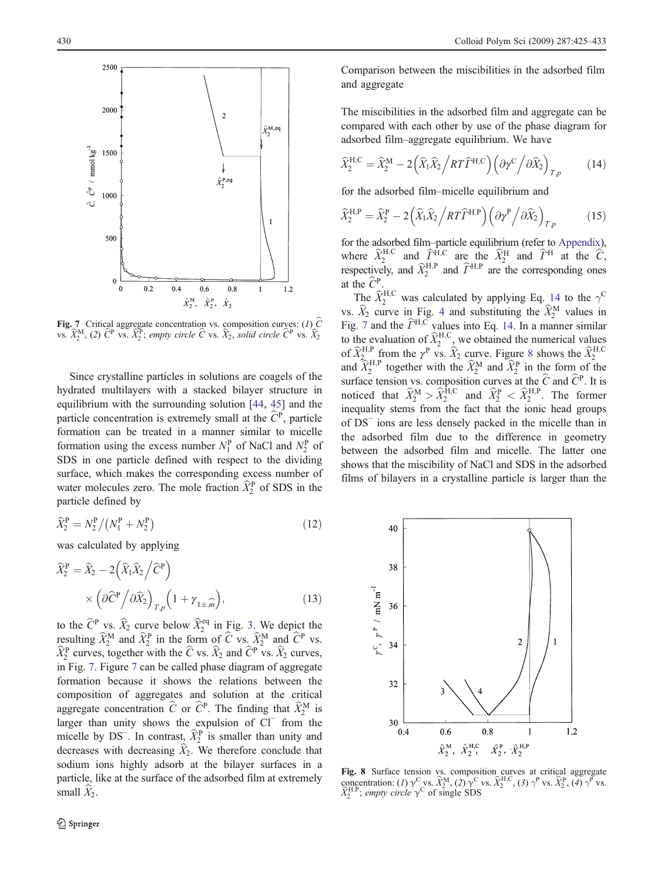Fig. 7 Critical aggregate concentration vs. composition curves: (1) $\widehat{C}$ vs. $\widehat{X}_2^{\mathrm{M}}$, (2) $\widehat{C}^{\mathrm{P}}$ vs. $\widehat{X}_2^{\mathrm{P}}$; *empty circle* $\widehat{C}$ vs. $\widehat{X}_2$, *solid circle* $\widehat{C}^{\mathrm{P}}$ vs. $\widehat{X}_2$

Since crystalline particles in solutions are coagels of the hydrated multilayers with a stacked bilayer structure in equilibrium with the surrounding solution [44, 45] and the particle concentration is extremely small at the $\widehat{C}^{\mathrm{P}}$, particle formation can be treated in a manner similar to micelle formation using the excess number $N_1^{\mathrm{P}}$ of NaCl and $N_2^{\mathrm{P}}$ of SDS in one particle defined with respect to the dividing surface, which makes the corresponding excess number of water molecules zero. The mole fraction $\widehat{X}_2^{\mathrm{P}}$ of SDS in the particle defined by

$$\widehat{X}_2^{\mathrm{P}} = N_2^{\mathrm{P}} / \left( N_1^{\mathrm{P}} + N_2^{\mathrm{P}} \right) \tag{12}$$

was calculated by applying

$$\widehat{X}_2^{\mathrm{P}} = \widehat{X}_2 - 2\left( \widehat{X}_1 \widehat{X}_2 / \widehat{C}^{\mathrm{P}} \right) \times \left( \partial \widehat{C}^{\mathrm{P}} / \partial \widehat{X}_2 \right)_{T,p} \left( 1 + \gamma_{1\pm,\widehat{m}} \right), \tag{13}$$

to the $\widehat{C}^{\mathrm{P}}$ vs. $\widehat{X}_2$ curve below $\widehat{X}_2^{\mathrm{eq}}$ in Fig. 3. We depict the resulting $\widehat{X}_2^{\mathrm{M}}$ and $\widehat{X}_2^{\mathrm{P}}$ in the form of $\widehat{C}$ vs. $\widehat{X}_2^{\mathrm{M}}$ and $\widehat{C}^{\mathrm{P}}$ vs. $\widehat{X}_2^{\mathrm{P}}$ curves, together with the $\widehat{C}$ vs. $\widehat{X}_2$ and $\widehat{C}^{\mathrm{P}}$ vs. $\widehat{X}_2$ curves, in Fig. 7. Figure 7 can be called phase diagram of aggregate formation because it shows the relations between the composition of aggregates and solution at the critical aggregate concentration $\widehat{C}$ or $\widehat{C}^{\mathrm{P}}$. The finding that $\widehat{X}_2^{\mathrm{M}}$ is larger than unity shows the expulsion of $\mathrm{Cl}^-$ from the micelle by $\mathrm{DS}^-$. In contrast, $\widehat{X}_2^{\mathrm{P}}$ is smaller than unity and decreases with decreasing $\widehat{X}_2$. We therefore conclude that sodium ions highly adsorb at the bilayer surfaces in a particle, like at the surface of the adsorbed film at extremely small $\widehat{X}_2$.

Comparison between the miscibilities in the adsorbed film and aggregate

The miscibilities in the adsorbed film and aggregate can be compared with each other by use of the phase diagram for adsorbed film–aggregate equilibrium. We have

$$\widehat{X}_2^{\mathrm{H,C}} = \widehat{X}_2^{\mathrm{M}} - 2\left( \widehat{X}_1 \widehat{X}_2 / RT \widehat{\Gamma}^{\mathrm{H,C}} \right) \left( \partial \gamma^{\mathrm{C}} / \partial \widehat{X}_2 \right)_{T,p} \tag{14}$$

for the adsorbed film–micelle equilibrium and

$$\widehat{X}_2^{\mathrm{H,P}} = \widehat{X}_2^{\mathrm{P}} - 2\left( \widehat{X}_1 \widehat{X}_2 / RT \widehat{\Gamma}^{\mathrm{H,P}} \right) \left( \partial \gamma^{\mathrm{P}} / \partial \widehat{X}_2 \right)_{T,p} \tag{15}$$

for the adsorbed film–particle equilibrium (refer to Appendix), where $\widehat{X}_2^{\mathrm{H,C}}$ and $\widehat{\Gamma}^{\mathrm{H,C}}$ are the $\widehat{X}_2^{\mathrm{H}}$ and $\widehat{\Gamma}^{\mathrm{H}}$ at the $\widehat{C}$, respectively, and $\widehat{X}_2^{\mathrm{H,P}}$ and $\widehat{\Gamma}^{\mathrm{H,P}}$ are the corresponding ones at the $\widehat{C}^{\mathrm{P}}$.

The $\widehat{X}_2^{\mathrm{H,C}}$ was calculated by applying Eq. 14 to the $\gamma^{\mathrm{C}}$ vs. $\widehat{X}_2$ curve in Fig. 4 and substituting the $\widehat{X}_2^{\mathrm{M}}$ values in Fig. 7 and the $\widehat{\Gamma}^{\mathrm{H,C}}$ values into Eq. 14. In a manner similar to the evaluation of $\widehat{X}_2^{\mathrm{H,C}}$, we obtained the numerical values of $\widehat{X}_2^{\mathrm{H,P}}$ from the $\gamma^{\mathrm{P}}$ vs. $\widehat{X}_2$ curve. Figure 8 shows the $\widehat{X}_2^{\mathrm{H,C}}$ and $\widehat{X}_2^{\mathrm{H,P}}$ together with the $\widehat{X}_2^{\mathrm{M}}$ and $\widehat{X}_2^{\mathrm{P}}$ in the form of the surface tension vs. composition curves at the $\widehat{C}$ and $\widehat{C}^{\mathrm{P}}$. It is noticed that $\widehat{X}_2^{\mathrm{M}} > \widehat{X}_2^{\mathrm{H,C}}$ and $\widehat{X}_2^{\mathrm{P}} < \widehat{X}_2^{\mathrm{H,P}}$. The former inequality stems from the fact that the ionic head groups of $\mathrm{DS}^-$ ions are less densely packed in the micelle than in the adsorbed film due to the difference in geometry between the adsorbed film and micelle. The latter one shows that the miscibility of NaCl and SDS in the adsorbed films of bilayers in a crystalline particle is larger than the

Fig. 8 Surface tension vs. composition curves at critical aggregate concentration: (1) $\gamma^{\mathrm{C}}$ vs. $\widehat{X}_2^{\mathrm{M}}$, (2) $\gamma^{\mathrm{C}}$ vs. $\widehat{X}_2^{\mathrm{H,C}}$, (3) $\gamma^{\mathrm{P}}$ vs. $\widehat{X}_2^{\mathrm{P}}$, (4) $\gamma^{\mathrm{P}}$ vs. $\widehat{X}_2^{\mathrm{H,P}}$; *empty circle* $\gamma^{\mathrm{C}}$ of single SDS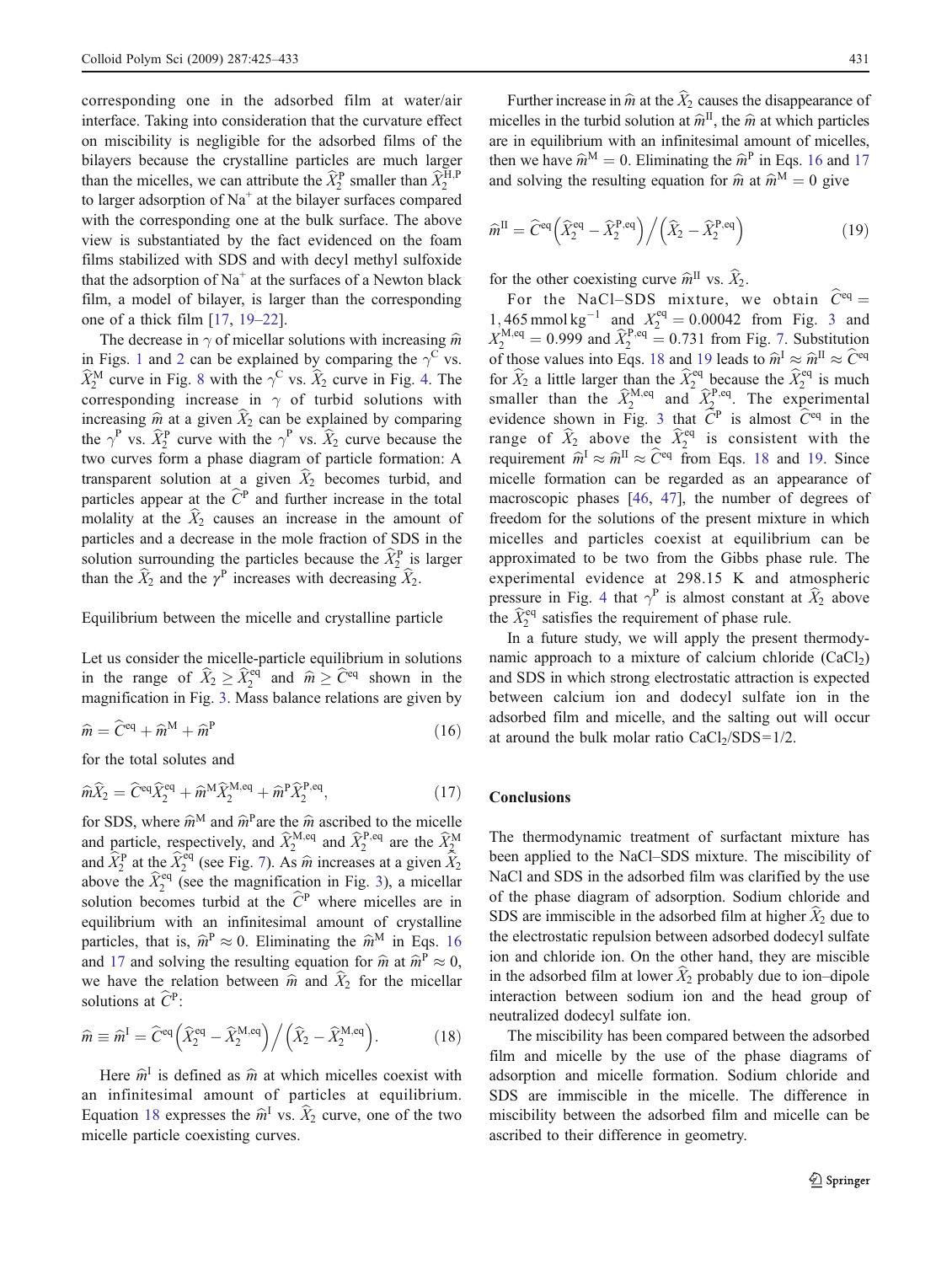corresponding one in the adsorbed film at water/air interface. Taking into consideration that the curvature effect on miscibility is negligible for the adsorbed films of the bilayers because the crystalline particles are much larger than the micelles, we can attribute the $\widehat{X}_2^{\mathrm{P}}$ smaller than $\widehat{X}_2^{\mathrm{H,P}}$ to larger adsorption of $Na^+$ at the bilayer surfaces compared with the corresponding one at the bulk surface. The above view is substantiated by the fact evidenced on the foam films stabilized with SDS and with decyl methyl sulfoxide that the adsorption of $Na^+$ at the surfaces of a Newton black film, a model of bilayer, is larger than the corresponding one of a thick film [17, 19–22].

The decrease in $\gamma$ of micellar solutions with increasing $\widehat{m}$ in Figs. 1 and 2 can be explained by comparing the $\gamma^{\mathrm{C}}$ vs. $\widehat{X}_2^{\mathrm{M}}$ curve in Fig. 8 with the $\gamma^{\mathrm{C}}$ vs. $\widehat{X}_2$ curve in Fig. 4. The corresponding increase in $\gamma$ of turbid solutions with increasing $\widehat{m}$ at a given $\widehat{X}_2$ can be explained by comparing the $\gamma^{\mathrm{P}}$ vs. $\widehat{X}_2^{\mathrm{P}}$ curve with the $\gamma^{\mathrm{P}}$ vs. $\widehat{X}_2$ curve because the two curves form a phase diagram of particle formation: A transparent solution at a given $\widehat{X}_2$ becomes turbid, and particles appear at the $\widehat{C}^{\mathrm{P}}$ and further increase in the total molality at the $\widehat{X}_2$ causes an increase in the amount of particles and a decrease in the mole fraction of SDS in the solution surrounding the particles because the $\widehat{X}_2^{\mathrm{P}}$ is larger than the $\widehat{X}_2$ and the $\gamma^{\mathrm{P}}$ increases with decreasing $\widehat{X}_2$.

## Equilibrium between the micelle and crystalline particle

Let us consider the micelle-particle equilibrium in solutions in the range of $\widehat{X}_2 \geq \widehat{X}_2^{\mathrm{eq}}$ and $\widehat{m} \geq \widehat{C}^{\mathrm{eq}}$ shown in the magnification in Fig. 3. Mass balance relations are given by

$$\widehat{m} = \widehat{C}^{\mathrm{eq}} + \widehat{m}^{\mathrm{M}} + \widehat{m}^{\mathrm{P}} \tag{16}$$

for the total solutes and

$$\widehat{m}\widehat{X}_2 = \widehat{C}^{\mathrm{eq}}\widehat{X}_2^{\mathrm{eq}} + \widehat{m}^{\mathrm{M}}\widehat{X}_2^{\mathrm{M,eq}} + \widehat{m}^{\mathrm{P}}\widehat{X}_2^{\mathrm{P,eq}}, \tag{17}$$

for SDS, where $\widehat{m}^{\mathrm{M}}$ and $\widehat{m}^{\mathrm{P}}$are the $\widehat{m}$ ascribed to the micelle and particle, respectively, and $\widehat{X}_2^{\mathrm{M,eq}}$ and $\widehat{X}_2^{\mathrm{P,eq}}$ are the $\widehat{X}_2^{\mathrm{M}}$ and $\widehat{X}_2^{\mathrm{P}}$ at the $\widehat{X}_2^{\mathrm{eq}}$ (see Fig. 7). As $\widehat{m}$ increases at a given $\widehat{X}_2$ above the $\widehat{X}_2^{\mathrm{eq}}$ (see the magnification in Fig. 3), a micellar solution becomes turbid at the $\widehat{C}^{\mathrm{P}}$ where micelles are in equilibrium with an infinitesimal amount of crystalline particles, that is, $\widehat{m}^{\mathrm{P}} \approx 0$. Eliminating the $\widehat{m}^{\mathrm{M}}$ in Eqs. 16 and 17 and solving the resulting equation for $\widehat{m}$ at $\widehat{m}^{\mathrm{P}} \approx 0$, we have the relation between $\widehat{m}$ and $\widehat{X}_2$ for the micellar solutions at $\widehat{C}^{\mathrm{P}}$:

$$\widehat{m} \equiv \widehat{m}^{\mathrm{I}} = \widehat{C}^{\mathrm{eq}}\left(\widehat{X}_2^{\mathrm{eq}} - \widehat{X}_2^{\mathrm{M,eq}}\right) \Big/ \left(\widehat{X}_2 - \widehat{X}_2^{\mathrm{M,eq}}\right). \tag{18}$$

Here $\widehat{m}^{\mathrm{I}}$ is defined as $\widehat{m}$ at which micelles coexist with an infinitesimal amount of particles at equilibrium. Equation 18 expresses the $\widehat{m}^{\mathrm{I}}$ vs. $\widehat{X}_2$ curve, one of the two micelle particle coexisting curves.

Further increase in $\widehat{m}$ at the $\widehat{X}_2$ causes the disappearance of micelles in the turbid solution at $\widehat{m}^{\mathrm{II}}$, the $\widehat{m}$ at which particles are in equilibrium with an infinitesimal amount of micelles, then we have $\widehat{m}^{\mathrm{M}} = 0$. Eliminating the $\widehat{m}^{\mathrm{P}}$ in Eqs. 16 and 17 and solving the resulting equation for $\widehat{m}$ at $\widehat{m}^{\mathrm{M}} = 0$ give

$$\widehat{m}^{\mathrm{II}} = \widehat{C}^{\mathrm{eq}}\left(\widehat{X}_2^{\mathrm{eq}} - \widehat{X}_2^{\mathrm{P,eq}}\right) \Big/ \left(\widehat{X}_2 - \widehat{X}_2^{\mathrm{P,eq}}\right) \tag{19}$$

for the other coexisting curve $\widehat{m}^{\mathrm{II}}$ vs. $\widehat{X}_2$.

For the NaCl–SDS mixture, we obtain $\widehat{C}^{\mathrm{eq}} = 1{,}465\ \mathrm{mmol\,kg^{-1}}$ and $X_2^{\mathrm{eq}} = 0.00042$ from Fig. 3 and $X_2^{\mathrm{M,eq}} = 0.999$ and $\widehat{X}_2^{\mathrm{P,eq}} = 0.731$ from Fig. 7. Substitution of those values into Eqs. 18 and 19 leads to $\widehat{m}^{\mathrm{I}} \approx \widehat{m}^{\mathrm{II}} \approx \widehat{C}^{\mathrm{eq}}$ for $\widehat{X}_2$ a little larger than the $\widehat{X}_2^{\mathrm{eq}}$ because the $\widehat{X}_2^{\mathrm{eq}}$ is much smaller than the $\widehat{X}_2^{\mathrm{M,eq}}$ and $\widehat{X}_2^{\mathrm{P,eq}}$. The experimental evidence shown in Fig. 3 that $\widehat{C}^{\mathrm{P}}$ is almost $\widehat{C}^{\mathrm{eq}}$ in the range of $\widehat{X}_2$ above the $\widehat{X}_2^{\mathrm{eq}}$ is consistent with the requirement $\widehat{m}^{\mathrm{I}} \approx \widehat{m}^{\mathrm{II}} \approx \widehat{C}^{\mathrm{eq}}$ from Eqs. 18 and 19. Since micelle formation can be regarded as an appearance of macroscopic phases [46, 47], the number of degrees of freedom for the solutions of the present mixture in which micelles and particles coexist at equilibrium can be approximated to be two from the Gibbs phase rule. The experimental evidence at 298.15 K and atmospheric pressure in Fig. 4 that $\gamma^{\mathrm{P}}$ is almost constant at $\widehat{X}_2$ above the $\widehat{X}_2^{\mathrm{eq}}$ satisfies the requirement of phase rule.

In a future study, we will apply the present thermodynamic approach to a mixture of calcium chloride ($CaCl_2$) and SDS in which strong electrostatic attraction is expected between calcium ion and dodecyl sulfate ion in the adsorbed film and micelle, and the salting out will occur at around the bulk molar ratio $CaCl_2$/SDS=1/2.

## Conclusions

The thermodynamic treatment of surfactant mixture has been applied to the NaCl–SDS mixture. The miscibility of NaCl and SDS in the adsorbed film was clarified by the use of the phase diagram of adsorption. Sodium chloride and SDS are immiscible in the adsorbed film at higher $\widehat{X}_2$ due to the electrostatic repulsion between adsorbed dodecyl sulfate ion and chloride ion. On the other hand, they are miscible in the adsorbed film at lower $\widehat{X}_2$ probably due to ion–dipole interaction between sodium ion and the head group of neutralized dodecyl sulfate ion.

The miscibility has been compared between the adsorbed film and micelle by the use of the phase diagrams of adsorption and micelle formation. Sodium chloride and SDS are immiscible in the micelle. The difference in miscibility between the adsorbed film and micelle can be ascribed to their difference in geometry.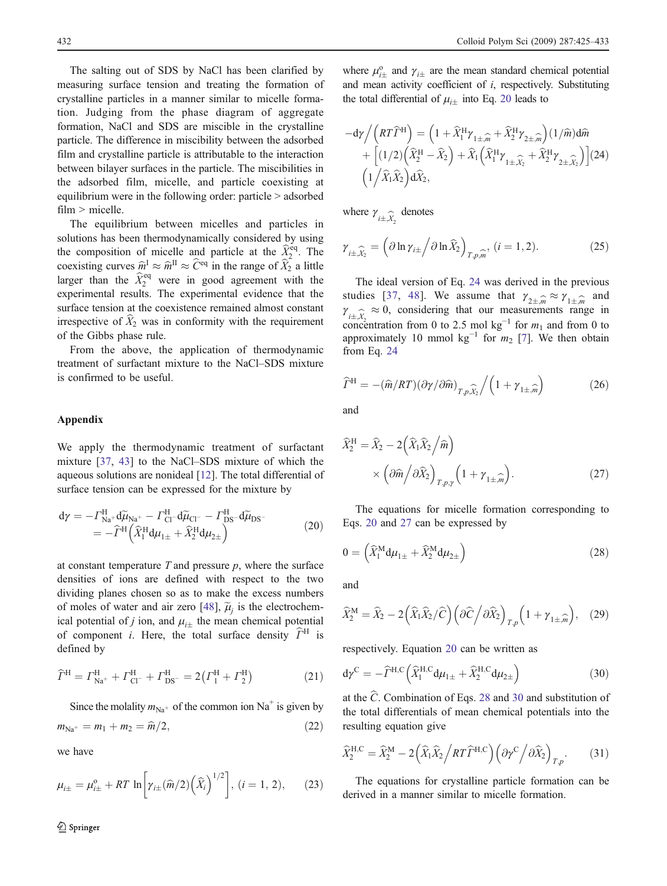The salting out of SDS by NaCl has been clarified by measuring surface tension and treating the formation of crystalline particles in a manner similar to micelle formation. Judging from the phase diagram of aggregate formation, NaCl and SDS are miscible in the crystalline particle. The difference in miscibility between the adsorbed film and crystalline particle is attributable to the interaction between bilayer surfaces in the particle. The miscibilities in the adsorbed film, micelle, and particle coexisting at equilibrium were in the following order: particle > adsorbed film > micelle.

The equilibrium between micelles and particles in solutions has been thermodynamically considered by using the composition of micelle and particle at the $\widehat{X}_2^{\mathrm{eq}}$. The coexisting curves $\widehat{m}^{\mathrm{I}} \approx \widehat{m}^{\mathrm{II}} \approx \widehat{C}^{\mathrm{eq}}$ in the range of $\widehat{X}_2$ a little larger than the $\widehat{X}_2^{\mathrm{eq}}$ were in good agreement with the experimental results. The experimental evidence that the surface tension at the coexistence remained almost constant irrespective of $\widehat{X}_2$ was in conformity with the requirement of the Gibbs phase rule.

From the above, the application of thermodynamic treatment of surfactant mixture to the NaCl–SDS mixture is confirmed to be useful.

## Appendix

We apply the thermodynamic treatment of surfactant mixture [37, 43] to the NaCl–SDS mixture of which the aqueous solutions are nonideal [12]. The total differential of surface tension can be expressed for the mixture by

$$
\begin{aligned}
\mathrm{d}\gamma &= -\Gamma^{\mathrm{H}}_{\mathrm{Na^+}} \mathrm{d}\widetilde{\mu}_{\mathrm{Na^+}} - \Gamma^{\mathrm{H}}_{\mathrm{Cl^-}} \mathrm{d}\widetilde{\mu}_{\mathrm{Cl^-}} - \Gamma^{\mathrm{H}}_{\mathrm{DS^-}} \mathrm{d}\widetilde{\mu}_{\mathrm{DS^-}} \\
&= -\widehat{\Gamma}^{\mathrm{H}} \left( \widehat{X}_1^{\mathrm{H}} \mathrm{d}\mu_{1\pm} + \widehat{X}_2^{\mathrm{H}} \mathrm{d}\mu_{2\pm} \right)
\end{aligned} \tag{20}
$$

at constant temperature $T$ and pressure $p$, where the surface densities of ions are defined with respect to the two dividing planes chosen so as to make the excess numbers of moles of water and air zero [48], $\widetilde{\mu}_j$ is the electrochemical potential of $j$ ion, and $\mu_{i\pm}$ the mean chemical potential of component $i$. Here, the total surface density $\widehat{\Gamma}^{\mathrm{H}}$ is defined by

$$
\widehat{\Gamma}^{\mathrm{H}} = \Gamma^{\mathrm{H}}_{\mathrm{Na^+}} + \Gamma^{\mathrm{H}}_{\mathrm{Cl^-}} + \Gamma^{\mathrm{H}}_{\mathrm{DS^-}} = 2\left( \Gamma_1^{\mathrm{H}} + \Gamma_2^{\mathrm{H}} \right) \tag{21}
$$

Since the molality $m_{\mathrm{Na^+}}$ of the common ion $Na^+$ is given by

$$
m_{\mathrm{Na^+}} = m_1 + m_2 = \widehat{m}/2, \tag{22}
$$

we have

$$
\mu_{i\pm} = \mu^{\mathrm{o}}_{i\pm} + RT \ln\left[ \gamma_{i\pm} (\widehat{m}/2) \left( \widehat{X}_i \right)^{1/2} \right], \; (i = 1, 2), \tag{23}
$$

where $\mu^{\mathrm{o}}_{i\pm}$ and $\gamma_{i\pm}$ are the mean standard chemical potential and mean activity coefficient of $i$, respectively. Substituting the total differential of $\mu_{i\pm}$ into Eq. 20 leads to

$$
\begin{aligned}
-\mathrm{d}\gamma \Big/ \left( RT\widehat{\Gamma}^{\mathrm{H}} \right) &= \left( 1 + \widehat{X}_1^{\mathrm{H}} \gamma_{1\pm,\widehat{m}} + \widehat{X}_2^{\mathrm{H}} \gamma_{2\pm,\widehat{m}} \right) (1/\widehat{m}) \mathrm{d}\widehat{m} \\
&+ \left[ (1/2) \left( \widehat{X}_2^{\mathrm{H}} - \widehat{X}_2 \right) + \widehat{X}_1 \left( \widehat{X}_1^{\mathrm{H}} \gamma_{1\pm,\widehat{X}_2} + \widehat{X}_2^{\mathrm{H}} \gamma_{2\pm,\widehat{X}_2} \right) \right] \\
&\left( 1 \Big/ \widehat{X}_1 \widehat{X}_2 \right) \mathrm{d}\widehat{X}_2,
\end{aligned} \tag{24}
$$

where $\gamma_{i\pm,\widehat{X}_2}$ denotes

$$
\gamma_{i\pm,\widehat{X}_2} = \left( \partial \ln \gamma_{i\pm} \Big/ \partial \ln \widehat{X}_2 \right)_{T,p,\widehat{m}}, \; (i = 1, 2). \tag{25}
$$

The ideal version of Eq. 24 was derived in the previous studies [37, 48]. We assume that $\gamma_{2\pm,\widehat{m}} \approx \gamma_{1\pm,\widehat{m}}$ and $\gamma_{i\pm,\widehat{X}_2} \approx 0$, considering that our measurements range in concentration from 0 to 2.5 mol kg$^{-1}$ for $m_1$ and from 0 to approximately 10 mmol kg$^{-1}$ for $m_2$ [7]. We then obtain from Eq. 24

$$
\widehat{\Gamma}^{\mathrm{H}} = -(\widehat{m}/RT)(\partial\gamma/\partial\widehat{m})_{T,p,\widehat{X}_2} \Big/ \left( 1 + \gamma_{1\pm,\widehat{m}} \right) \tag{26}
$$

and

$$
\begin{aligned}
\widehat{X}_2^{\mathrm{H}} = \widehat{X}_2 &- 2\left( \widehat{X}_1 \widehat{X}_2 \Big/ \widehat{m} \right) \\
&\times \left( \partial\widehat{m} \Big/ \partial\widehat{X}_2 \right)_{T,p,\gamma} \left( 1 + \gamma_{1\pm,\widehat{m}} \right).
\end{aligned} \tag{27}
$$

The equations for micelle formation corresponding to Eqs. 20 and 27 can be expressed by

$$
0 = \left( \widehat{X}_1^{\mathrm{M}} \mathrm{d}\mu_{1\pm} + \widehat{X}_2^{\mathrm{M}} \mathrm{d}\mu_{2\pm} \right) \tag{28}
$$

and

$$
\widehat{X}_2^{\mathrm{M}} = \widehat{X}_2 - 2\left( \widehat{X}_1 \widehat{X}_2 / \widehat{C} \right) \left( \partial\widehat{C} \Big/ \partial\widehat{X}_2 \right)_{T,p} \left( 1 + \gamma_{1\pm,\widehat{m}} \right), \tag{29}
$$

respectively. Equation 20 can be written as

$$
\mathrm{d}\gamma^{\mathrm{C}} = -\widehat{\Gamma}^{\mathrm{H,C}} \left( \widehat{X}_1^{\mathrm{H,C}} \mathrm{d}\mu_{1\pm} + \widehat{X}_2^{\mathrm{H,C}} \mathrm{d}\mu_{2\pm} \right) \tag{30}
$$

at the $\widehat{C}$. Combination of Eqs. 28 and 30 and substitution of the total differentials of mean chemical potentials into the resulting equation give

$$
\widehat{X}_2^{\mathrm{H,C}} = \widehat{X}_2^{\mathrm{M}} - 2\left( \widehat{X}_1 \widehat{X}_2 \Big/ RT\widehat{\Gamma}^{\mathrm{H,C}} \right) \left( \partial\gamma^{\mathrm{C}} \Big/ \partial\widehat{X}_2 \right)_{T,p}. \tag{31}
$$

The equations for crystalline particle formation can be derived in a manner similar to micelle formation.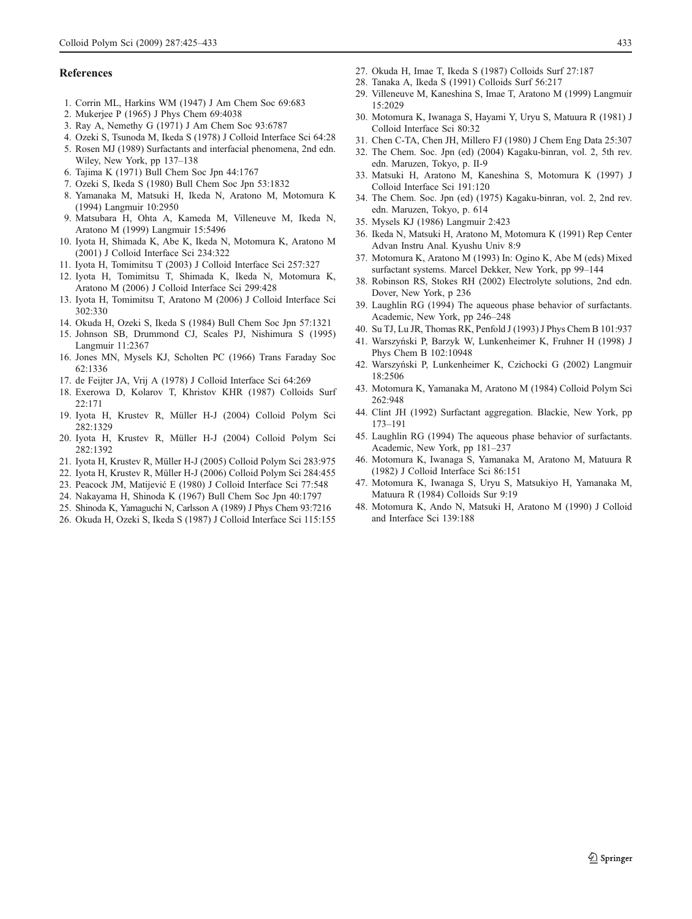## References

1. Corrin ML, Harkins WM (1947) J Am Chem Soc 69:683
2. Mukerjee P (1965) J Phys Chem 69:4038
3. Ray A, Nemethy G (1971) J Am Chem Soc 93:6787
4. Ozeki S, Tsunoda M, Ikeda S (1978) J Colloid Interface Sci 64:28
5. Rosen MJ (1989) Surfactants and interfacial phenomena, 2nd edn. Wiley, New York, pp 137–138
6. Tajima K (1971) Bull Chem Soc Jpn 44:1767
7. Ozeki S, Ikeda S (1980) Bull Chem Soc Jpn 53:1832
8. Yamanaka M, Matsuki H, Ikeda N, Aratono M, Motomura K (1994) Langmuir 10:2950
9. Matsubara H, Ohta A, Kameda M, Villeneuve M, Ikeda N, Aratono M (1999) Langmuir 15:5496
10. Iyota H, Shimada K, Abe K, Ikeda N, Motomura K, Aratono M (2001) J Colloid Interface Sci 234:322
11. Iyota H, Tomimitsu T (2003) J Colloid Interface Sci 257:327
12. Iyota H, Tomimitsu T, Shimada K, Ikeda N, Motomura K, Aratono M (2006) J Colloid Interface Sci 299:428
13. Iyota H, Tomimitsu T, Aratono M (2006) J Colloid Interface Sci 302:330
14. Okuda H, Ozeki S, Ikeda S (1984) Bull Chem Soc Jpn 57:1321
15. Johnson SB, Drummond CJ, Scales PJ, Nishimura S (1995) Langmuir 11:2367
16. Jones MN, Mysels KJ, Scholten PC (1966) Trans Faraday Soc 62:1336
17. de Feijter JA, Vrij A (1978) J Colloid Interface Sci 64:269
18. Exerowa D, Kolarov T, Khristov KHR (1987) Colloids Surf 22:171
19. Iyota H, Krustev R, Müller H-J (2004) Colloid Polym Sci 282:1329
20. Iyota H, Krustev R, Müller H-J (2004) Colloid Polym Sci 282:1392
21. Iyota H, Krustev R, Müller H-J (2005) Colloid Polym Sci 283:975
22. Iyota H, Krustev R, Müller H-J (2006) Colloid Polym Sci 284:455
23. Peacock JM, Matijević E (1980) J Colloid Interface Sci 77:548
24. Nakayama H, Shinoda K (1967) Bull Chem Soc Jpn 40:1797
25. Shinoda K, Yamaguchi N, Carlsson A (1989) J Phys Chem 93:7216
26. Okuda H, Ozeki S, Ikeda S (1987) J Colloid Interface Sci 115:155
27. Okuda H, Imae T, Ikeda S (1987) Colloids Surf 27:187
28. Tanaka A, Ikeda S (1991) Colloids Surf 56:217
29. Villeneuve M, Kaneshina S, Imae T, Aratono M (1999) Langmuir 15:2029
30. Motomura K, Iwanaga S, Hayami Y, Uryu S, Matuura R (1981) J Colloid Interface Sci 80:32
31. Chen C-TA, Chen JH, Millero FJ (1980) J Chem Eng Data 25:307
32. The Chem. Soc. Jpn (ed) (2004) Kagaku-binran, vol. 2, 5th rev. edn. Maruzen, Tokyo, p. II-9
33. Matsuki H, Aratono M, Kaneshina S, Motomura K (1997) J Colloid Interface Sci 191:120
34. The Chem. Soc. Jpn (ed) (1975) Kagaku-binran, vol. 2, 2nd rev. edn. Maruzen, Tokyo, p. 614
35. Mysels KJ (1986) Langmuir 2:423
36. Ikeda N, Matsuki H, Aratono M, Motomura K (1991) Rep Center Advan Instru Anal. Kyushu Univ 8:9
37. Motomura K, Aratono M (1993) In: Ogino K, Abe M (eds) Mixed surfactant systems. Marcel Dekker, New York, pp 99–144
38. Robinson RS, Stokes RH (2002) Electrolyte solutions, 2nd edn. Dover, New York, p 236
39. Laughlin RG (1994) The aqueous phase behavior of surfactants. Academic, New York, pp 246–248
40. Su TJ, Lu JR, Thomas RK, Penfold J (1993) J Phys Chem B 101:937
41. Warszyński P, Barzyk W, Lunkenheimer K, Fruhner H (1998) J Phys Chem B 102:10948
42. Warszyński P, Lunkenheimer K, Czichocki G (2002) Langmuir 18:2506
43. Motomura K, Yamanaka M, Aratono M (1984) Colloid Polym Sci 262:948
44. Clint JH (1992) Surfactant aggregation. Blackie, New York, pp 173–191
45. Laughlin RG (1994) The aqueous phase behavior of surfactants. Academic, New York, pp 181–237
46. Motomura K, Iwanaga S, Yamanaka M, Aratono M, Matuura R (1982) J Colloid Interface Sci 86:151
47. Motomura K, Iwanaga S, Uryu S, Matsukiyo H, Yamanaka M, Matuura R (1984) Colloids Sur 9:19
48. Motomura K, Ando N, Matsuki H, Aratono M (1990) J Colloid and Interface Sci 139:188